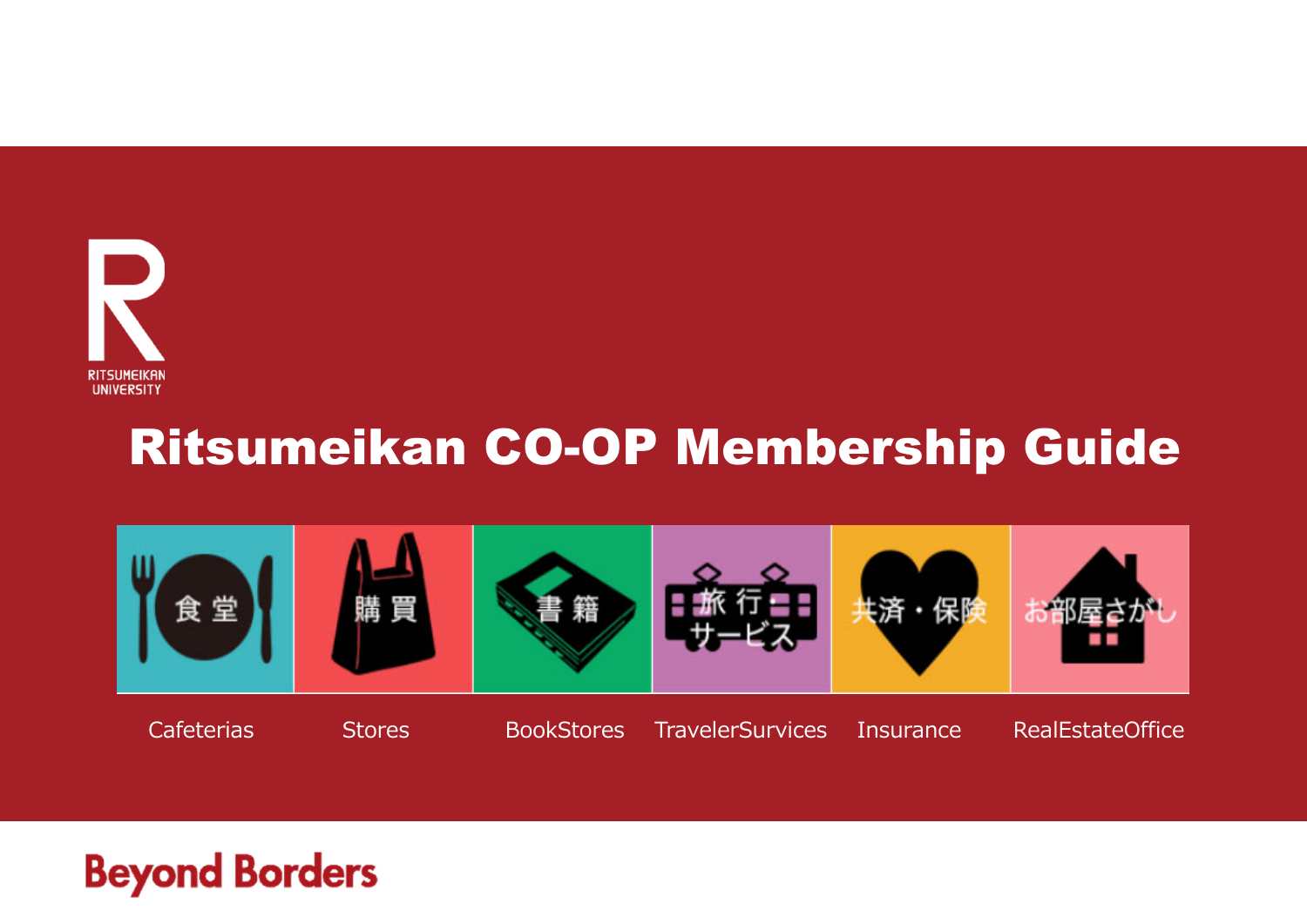RITSUMEIKAN UNIVERSITY

# Ritsumeikan CO-OP Membership Guide

| 食堂 | 購買 | 書籍 | 旅行・サービス | 共済・保険 | お部屋さがし |
| --- | --- | --- | --- | --- | --- |
| Cafeterias | Stores | BookStores | TravelerSurvices | Insurance | RealEstateOffice |

Beyond Borders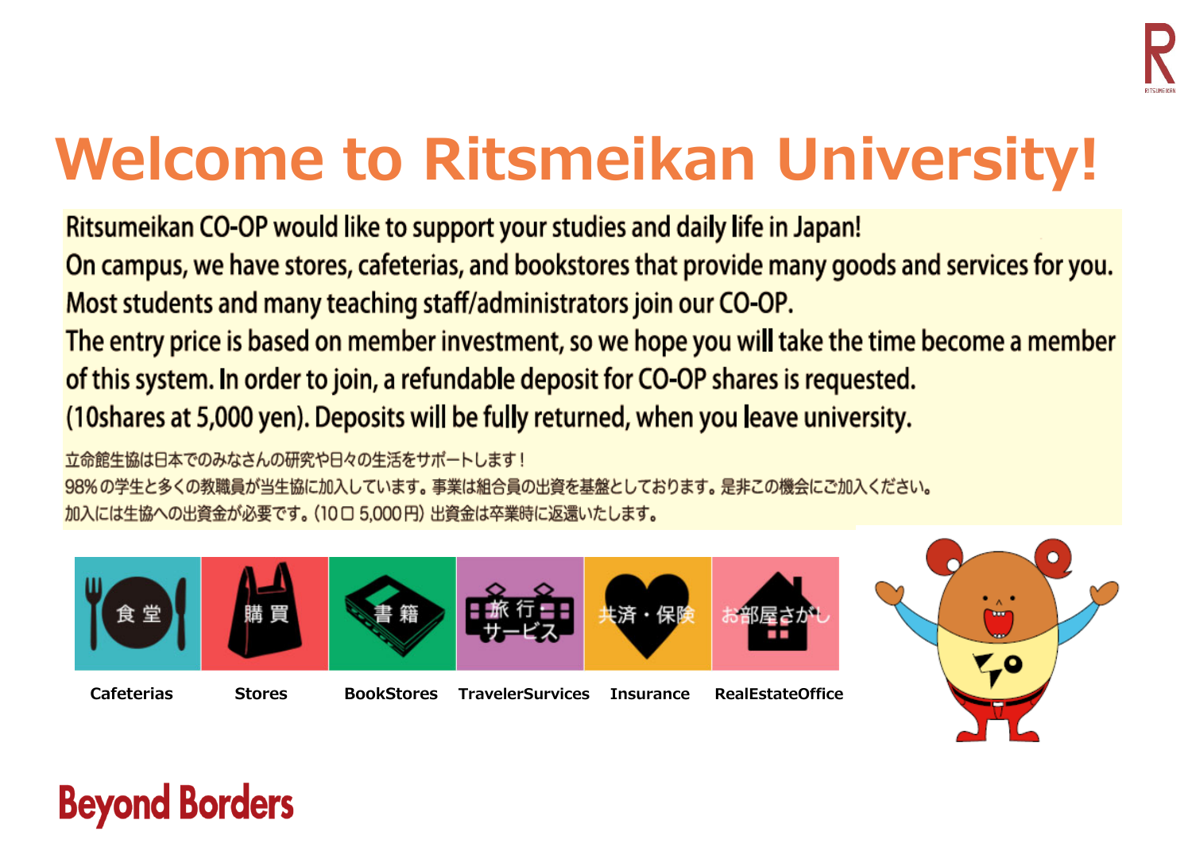# Welcome to Ritsmeikan University!

Ritsumeikan CO-OP would like to support your studies and daily life in Japan!
On campus, we have stores, cafeterias, and bookstores that provide many goods and services for you.
Most students and many teaching staff/administrators join our CO-OP.
The entry price is based on member investment, so we hope you will take the time become a member of this system. In order to join, a refundable deposit for CO-OP shares is requested.
(10shares at 5,000 yen). Deposits will be fully returned, when you leave university.

立命館生協は日本でのみなさんの研究や日々の生活をサポートします！
98％の学生と多くの教職員が当生協に加入しています。事業は組合員の出資を基盤としております。是非この機会にご加入ください。
加入には生協への出資金が必要です。（10口 5,000円）出資金は卒業時に返還いたします。

| 食堂 | 購買 | 書籍 | 旅行サービス | 共済・保険 | お部屋さがし |
| --- | --- | --- | --- | --- | --- |
| Cafeterias | Stores | BookStores | TravelerSurvices | Insurance | RealEstateOffice |

Beyond Borders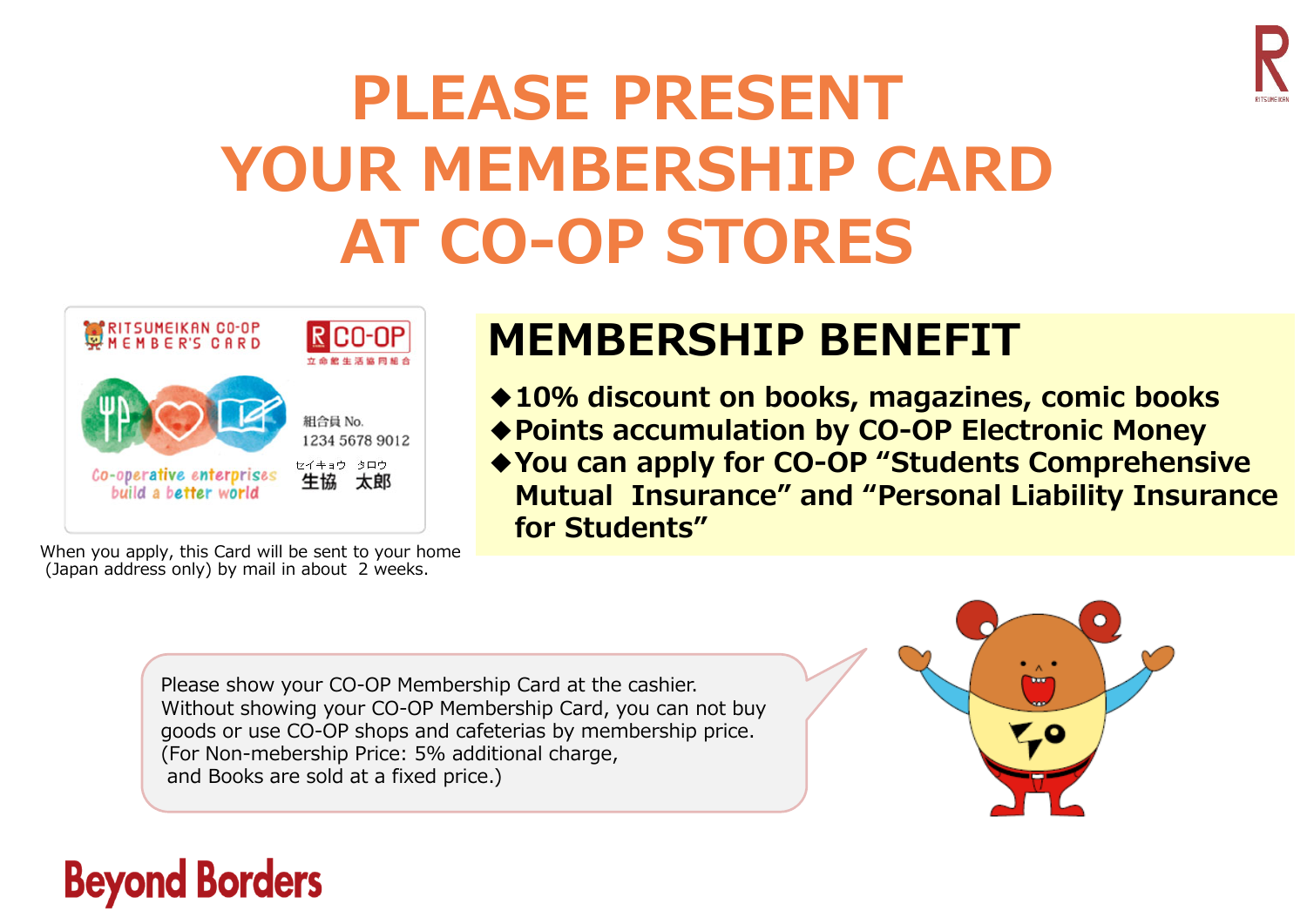# PLEASE PRESENT YOUR MEMBERSHIP CARD AT CO-OP STORES

RITSUMEIKAN CO-OP MEMBER'S CARD

R CO-OP

立命館生活協同組合

組合員 No.
1234 5678 9012

セイキョウ タロウ
生協 太郎

Co-operative enterprises build a better world

When you apply, this Card will be sent to your home (Japan address only) by mail in about 2 weeks.

## MEMBERSHIP BENEFIT

- ◆ **10% discount on books, magazines, comic books**
- ◆ **Points accumulation by CO-OP Electronic Money**
- ◆ **You can apply for CO-OP "Students Comprehensive Mutual Insurance" and "Personal Liability Insurance for Students"**

Please show your CO-OP Membership Card at the cashier.
Without showing your CO-OP Membership Card, you can not buy goods or use CO-OP shops and cafeterias by membership price.
(For Non-mebership Price: 5% additional charge, and Books are sold at a fixed price.)

Beyond Borders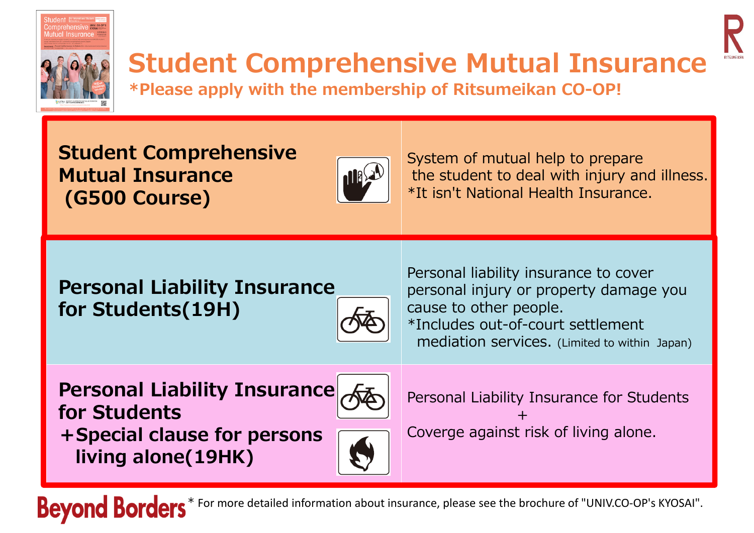# Student Comprehensive Mutual Insurance

**\*Please apply with the membership of Ritsumeikan CO-OP!**

| Insurance | Description |
|---|---|
| **Student Comprehensive Mutual Insurance (G500 Course)** | System of mutual help to prepare the student to deal with injury and illness. *It isn't National Health Insurance. |
| **Personal Liability Insurance for Students(19H)** | Personal liability insurance to cover personal injury or property damage you cause to other people. *Includes out-of-court settlement mediation services. (Limited to within Japan) |
| **Personal Liability Insurance for Students ＋Special clause for persons living alone(19HK)** | Personal Liability Insurance for Students ＋ Coverge against risk of living alone. |

Beyond Borders

\* For more detailed information about insurance, please see the brochure of "UNIV.CO-OP's KYOSAI".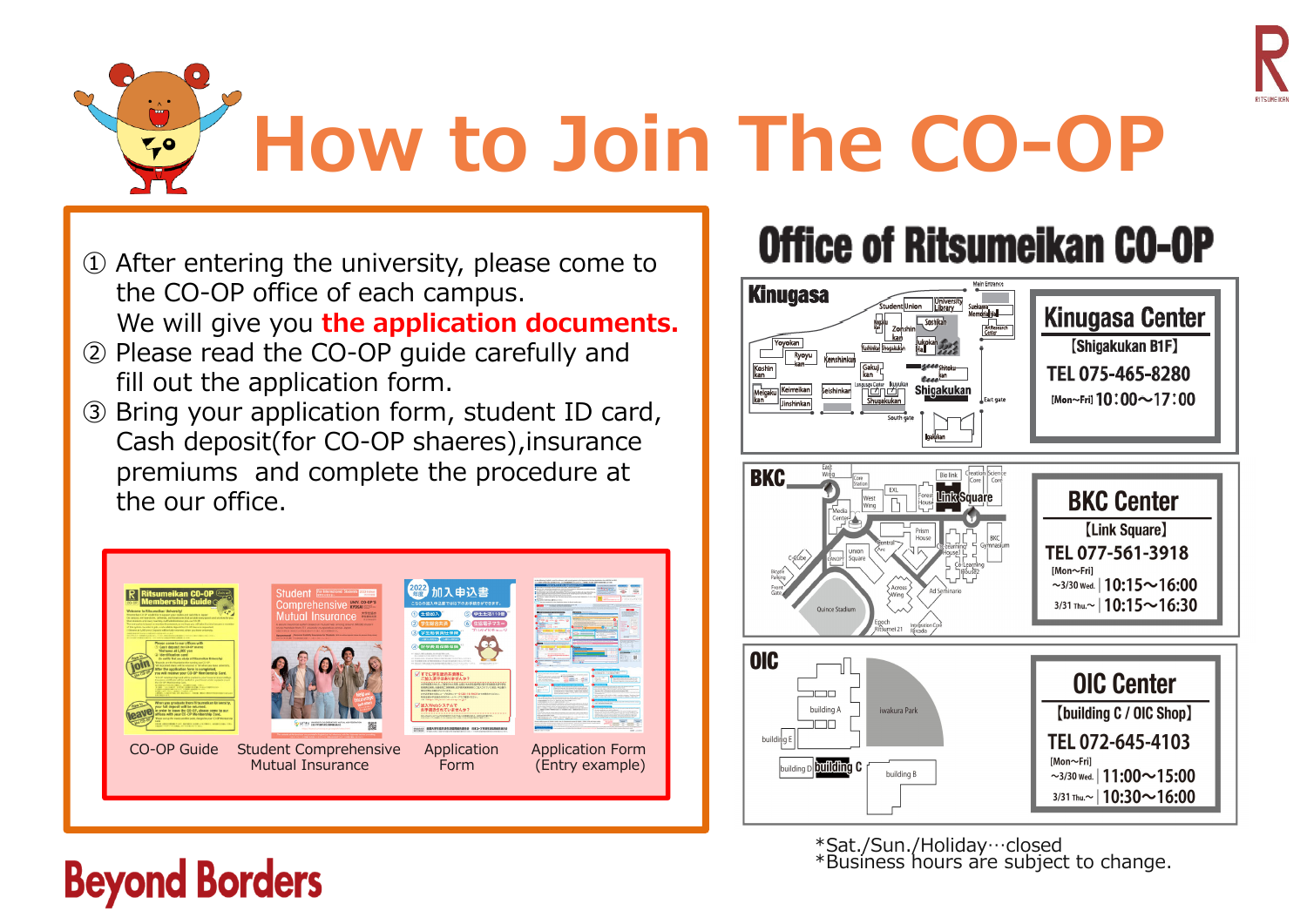# How to Join The CO-OP

① After entering the university, please come to the CO-OP office of each campus.
We will give you **the application documents.**

② Please read the CO-OP guide carefully and fill out the application form.

③ Bring your application form, student ID card, Cash deposit(for CO-OP shaeres),insurance premiums and complete the procedure at the our office.

CO-OP Guide　Student Comprehensive Mutual Insurance　Application Form　Application Form (Entry example)

## Office of Ritsumeikan CO-OP

### Kinugasa Center

【Shigakukan B1F】

TEL 075-465-8280

[Mon~Fri] 10：00～17：00

### BKC Center

【Link Square】

TEL 077-561-3918

[Mon~Fri]

| | |
|---|---|
| ~3/30 Wed. | 10:15～16:00 |
| 3/31 Thu.~ | 10:15～16:30 |

### OIC Center

【building C / OIC Shop】

TEL 072-645-4103

[Mon~Fri]

| | |
|---|---|
| ~3/30 Wed. | 11:00～15:00 |
| 3/31 Thu.~ | 10:30～16:00 |

*Sat./Sun./Holiday…closed
*Business hours are subject to change.

Beyond Borders